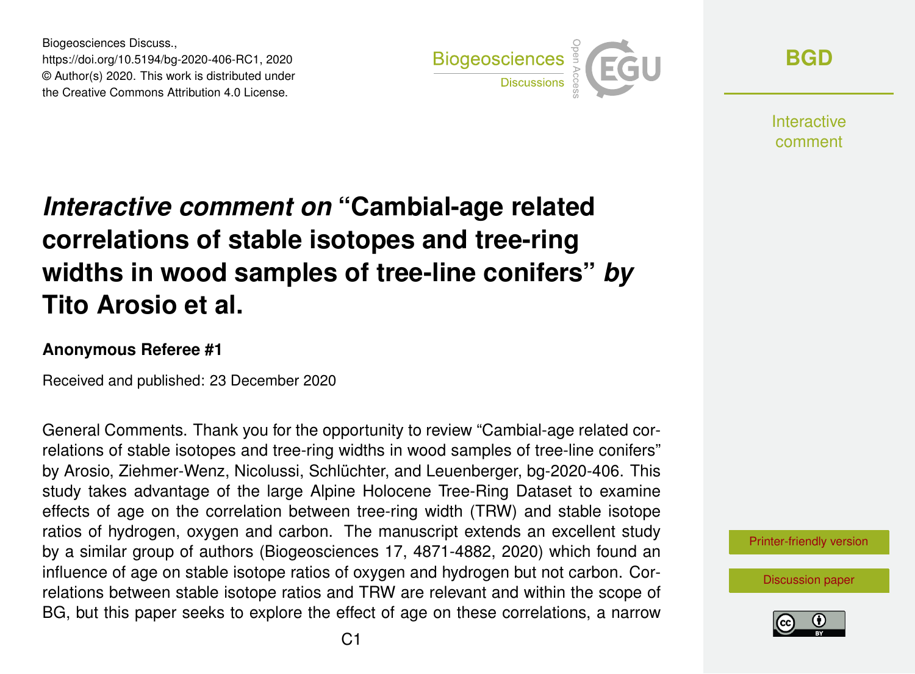Biogeosciences Discuss.,
https://doi.org/10.5194/bg-2020-406-RC1, 2020
© Author(s) 2020. This work is distributed under
the Creative Commons Attribution 4.0 License.

# *Interactive comment on* "Cambial-age related correlations of stable isotopes and tree-ring widths in wood samples of tree-line conifers" *by* Tito Arosio et al.

### Anonymous Referee #1

Received and published: 23 December 2020

General Comments. Thank you for the opportunity to review "Cambial-age related correlations of stable isotopes and tree-ring widths in wood samples of tree-line conifers" by Arosio, Ziehmer-Wenz, Nicolussi, Schlüchter, and Leuenberger, bg-2020-406. This study takes advantage of the large Alpine Holocene Tree-Ring Dataset to examine effects of age on the correlation between tree-ring width (TRW) and stable isotope ratios of hydrogen, oxygen and carbon. The manuscript extends an excellent study by a similar group of authors (Biogeosciences 17, 4871-4882, 2020) which found an influence of age on stable isotope ratios of oxygen and hydrogen but not carbon. Correlations between stable isotope ratios and TRW are relevant and within the scope of BG, but this paper seeks to explore the effect of age on these correlations, a narrow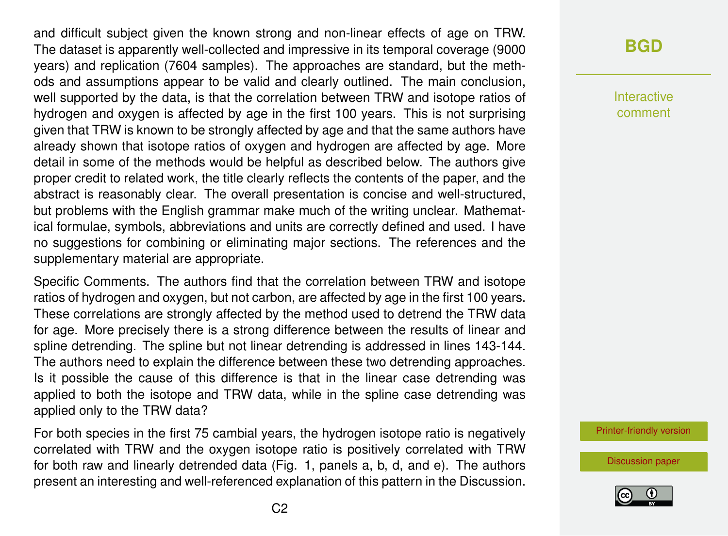and difficult subject given the known strong and non-linear effects of age on TRW. The dataset is apparently well-collected and impressive in its temporal coverage (9000 years) and replication (7604 samples). The approaches are standard, but the methods and assumptions appear to be valid and clearly outlined. The main conclusion, well supported by the data, is that the correlation between TRW and isotope ratios of hydrogen and oxygen is affected by age in the first 100 years. This is not surprising given that TRW is known to be strongly affected by age and that the same authors have already shown that isotope ratios of oxygen and hydrogen are affected by age. More detail in some of the methods would be helpful as described below. The authors give proper credit to related work, the title clearly reflects the contents of the paper, and the abstract is reasonably clear. The overall presentation is concise and well-structured, but problems with the English grammar make much of the writing unclear. Mathematical formulae, symbols, abbreviations and units are correctly defined and used. I have no suggestions for combining or eliminating major sections. The references and the supplementary material are appropriate.

Specific Comments. The authors find that the correlation between TRW and isotope ratios of hydrogen and oxygen, but not carbon, are affected by age in the first 100 years. These correlations are strongly affected by the method used to detrend the TRW data for age. More precisely there is a strong difference between the results of linear and spline detrending. The spline but not linear detrending is addressed in lines 143-144. The authors need to explain the difference between these two detrending approaches. Is it possible the cause of this difference is that in the linear case detrending was applied to both the isotope and TRW data, while in the spline case detrending was applied only to the TRW data?

For both species in the first 75 cambial years, the hydrogen isotope ratio is negatively correlated with TRW and the oxygen isotope ratio is positively correlated with TRW for both raw and linearly detrended data (Fig. 1, panels a, b, d, and e). The authors present an interesting and well-referenced explanation of this pattern in the Discussion.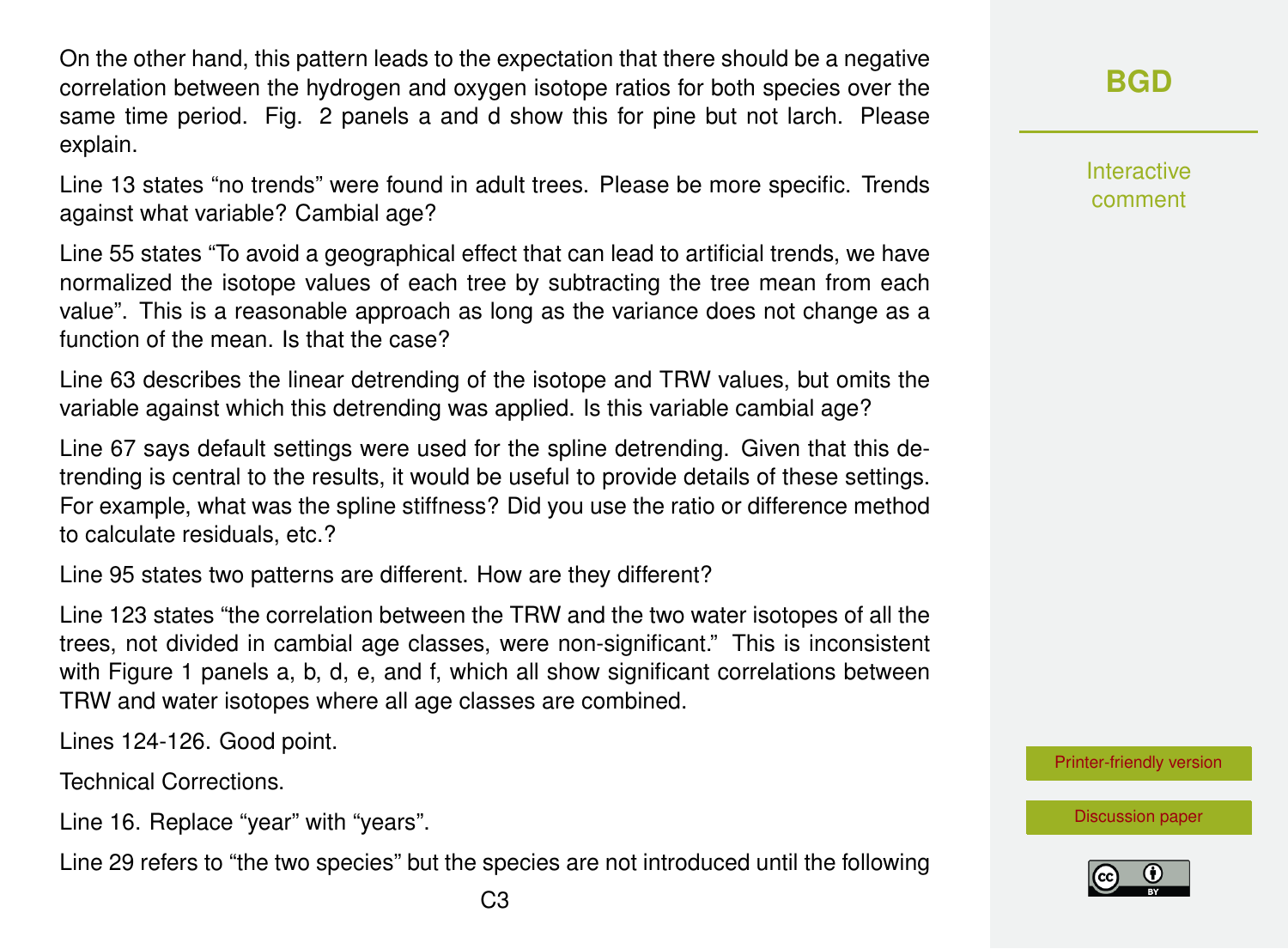On the other hand, this pattern leads to the expectation that there should be a negative correlation between the hydrogen and oxygen isotope ratios for both species over the same time period. Fig. 2 panels a and d show this for pine but not larch. Please explain.

Line 13 states "no trends" were found in adult trees. Please be more specific. Trends against what variable? Cambial age?

Line 55 states "To avoid a geographical effect that can lead to artificial trends, we have normalized the isotope values of each tree by subtracting the tree mean from each value". This is a reasonable approach as long as the variance does not change as a function of the mean. Is that the case?

Line 63 describes the linear detrending of the isotope and TRW values, but omits the variable against which this detrending was applied. Is this variable cambial age?

Line 67 says default settings were used for the spline detrending. Given that this detrending is central to the results, it would be useful to provide details of these settings. For example, what was the spline stiffness? Did you use the ratio or difference method to calculate residuals, etc.?

Line 95 states two patterns are different. How are they different?

Line 123 states "the correlation between the TRW and the two water isotopes of all the trees, not divided in cambial age classes, were non-significant." This is inconsistent with Figure 1 panels a, b, d, e, and f, which all show significant correlations between TRW and water isotopes where all age classes are combined.

Lines 124-126. Good point.

Technical Corrections.

Line 16. Replace "year" with "years".

Line 29 refers to "the two species" but the species are not introduced until the following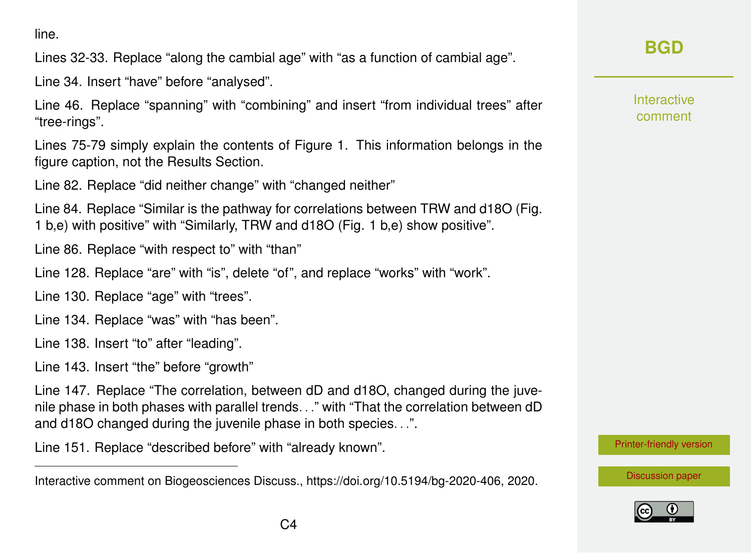line.

Lines 32-33. Replace “along the cambial age” with “as a function of cambial age”.

Line 34. Insert “have” before “analysed”.

Line 46. Replace “spanning” with “combining” and insert “from individual trees” after “tree-rings”.

Lines 75-79 simply explain the contents of Figure 1. This information belongs in the figure caption, not the Results Section.

Line 82. Replace “did neither change” with “changed neither”

Line 84. Replace “Similar is the pathway for correlations between TRW and d18O (Fig. 1 b,e) with positive” with “Similarly, TRW and d18O (Fig. 1 b,e) show positive”.

Line 86. Replace “with respect to” with “than”

Line 128. Replace “are” with “is”, delete “of”, and replace “works” with “work”.

Line 130. Replace “age” with “trees”.

Line 134. Replace “was” with “has been”.

Line 138. Insert “to” after “leading”.

Line 143. Insert “the” before “growth”

Line 147. Replace “The correlation, between dD and d18O, changed during the juvenile phase in both phases with parallel trends. . .” with “That the correlation between dD and d18O changed during the juvenile phase in both species. . .”.

Line 151. Replace “described before” with “already known”.

Interactive comment on Biogeosciences Discuss., https://doi.org/10.5194/bg-2020-406, 2020.